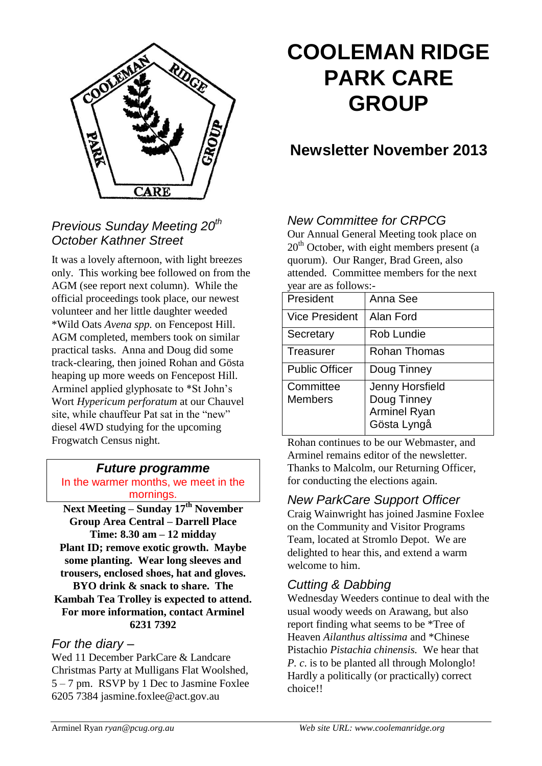# COOLEMAN RIDGE PARK CARE GROUP

## Newsletter November 2013

### *Previous Sunday Meeting 20th October Kathner Street*

It was a lovely afternoon, with light breezes only. This working bee followed on from the AGM (see report next column). While the official proceedings took place, our newest volunteer and her little daughter weeded *Wild Oats *Avena spp.* on Fencepost Hill. AGM completed, members took on similar practical tasks. Anna and Doug did some track-clearing, then joined Rohan and Gösta heaping up more weeds on Fencepost Hill. Arminel applied glyphosate to *St John's Wort *Hypericum perforatum* at our Chauvel site, while chauffeur Pat sat in the "new" diesel 4WD studying for the upcoming Frogwatch Census night.

### ***Future programme***

In the warmer months, we meet in the mornings.

**Next Meeting – Sunday 17th November**
**Group Area Central – Darrell Place**
**Time: 8.30 am – 12 midday**
**Plant ID; remove exotic growth. Maybe some planting. Wear long sleeves and trousers, enclosed shoes, hat and gloves. BYO drink & snack to share. The Kambah Tea Trolley is expected to attend. For more information, contact Arminel 6231 7392**

### *For the diary –*

Wed 11 December ParkCare & Landcare Christmas Party at Mulligans Flat Woolshed, 5 – 7 pm. RSVP by 1 Dec to Jasmine Foxlee 6205 7384 jasmine.foxlee@act.gov.au

### *New Committee for CRPCG*

Our Annual General Meeting took place on 20th October, with eight members present (a quorum). Our Ranger, Brad Green, also attended. Committee members for the next year are as follows:-

| | |
|---|---|
| President | Anna See |
| Vice President | Alan Ford |
| Secretary | Rob Lundie |
| Treasurer | Rohan Thomas |
| Public Officer | Doug Tinney |
| Committee Members | Jenny Horsfield<br>Doug Tinney<br>Arminel Ryan<br>Gösta Lyngå |

Rohan continues to be our Webmaster, and Arminel remains editor of the newsletter. Thanks to Malcolm, our Returning Officer, for conducting the elections again.

### *New ParkCare Support Officer*

Craig Wainwright has joined Jasmine Foxlee on the Community and Visitor Programs Team, located at Stromlo Depot. We are delighted to hear this, and extend a warm welcome to him.

### *Cutting & Dabbing*

Wednesday Weeders continue to deal with the usual woody weeds on Arawang, but also report finding what seems to be *Tree of Heaven *Ailanthus altissima* and *Chinese Pistachio *Pistachia chinensis.* We hear that *P. c.* is to be planted all through Molonglo! Hardly a politically (or practically) correct choice!!

Arminel Ryan *ryan@pcug.org.au* *Web site URL: www.coolemanridge.org*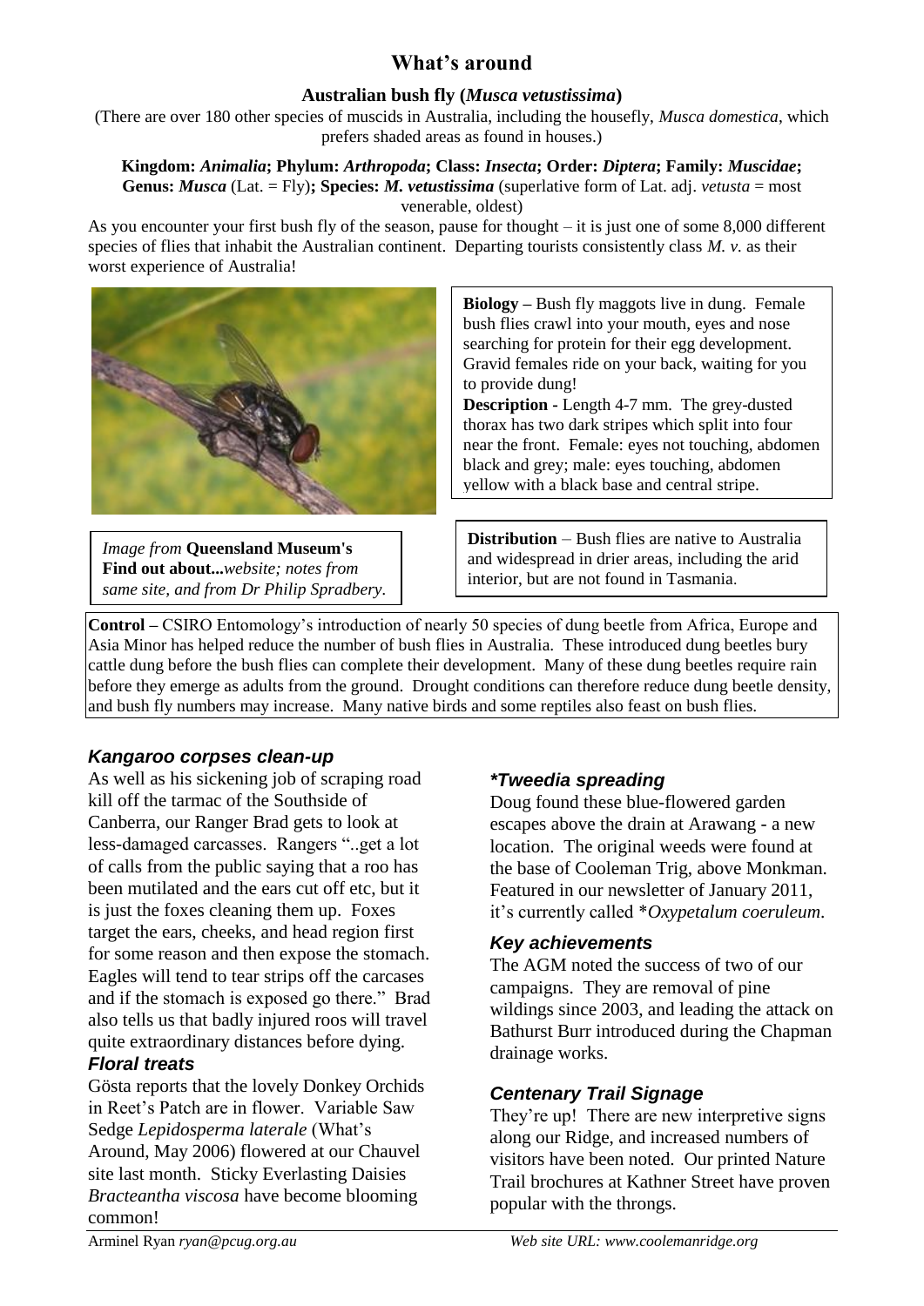# What's around

### Australian bush fly (*Musca vetustissima*)

(There are over 180 other species of muscids in Australia, including the housefly, *Musca domestica*, which prefers shaded areas as found in houses.)

**Kingdom:** ***Animalia*****; Phylum:** ***Arthropoda*****; Class:** ***Insecta*****; Order:** ***Diptera*****; Family:** ***Muscidae*****; Genus:** ***Musca*** (Lat. = Fly)**; Species:** ***M. vetustissima*** (superlative form of Lat. adj. *vetusta* = most venerable, oldest)

As you encounter your first bush fly of the season, pause for thought – it is just one of some 8,000 different species of flies that inhabit the Australian continent. Departing tourists consistently class *M. v.* as their worst experience of Australia!

**Biology –** Bush fly maggots live in dung. Female bush flies crawl into your mouth, eyes and nose searching for protein for their egg development. Gravid females ride on your back, waiting for you to provide dung!

**Description -** Length 4-7 mm. The grey-dusted thorax has two dark stripes which split into four near the front. Female: eyes not touching, abdomen black and grey; male: eyes touching, abdomen yellow with a black base and central stripe.

*Image from* **Queensland Museum's Find out about...***website; notes from same site, and from Dr Philip Spradbery.*

**Distribution** – Bush flies are native to Australia and widespread in drier areas, including the arid interior, but are not found in Tasmania.

**Control –** CSIRO Entomology's introduction of nearly 50 species of dung beetle from Africa, Europe and Asia Minor has helped reduce the number of bush flies in Australia. These introduced dung beetles bury cattle dung before the bush flies can complete their development. Many of these dung beetles require rain before they emerge as adults from the ground. Drought conditions can therefore reduce dung beetle density, and bush fly numbers may increase. Many native birds and some reptiles also feast on bush flies.

### *Kangaroo corpses clean-up*

As well as his sickening job of scraping road kill off the tarmac of the Southside of Canberra, our Ranger Brad gets to look at less-damaged carcasses. Rangers "..get a lot of calls from the public saying that a roo has been mutilated and the ears cut off etc, but it is just the foxes cleaning them up. Foxes target the ears, cheeks, and head region first for some reason and then expose the stomach. Eagles will tend to tear strips off the carcases and if the stomach is exposed go there." Brad also tells us that badly injured roos will travel quite extraordinary distances before dying.

### *Floral treats*

Gösta reports that the lovely Donkey Orchids in Reet's Patch are in flower. Variable Saw Sedge *Lepidosperma laterale* (What's Around, May 2006) flowered at our Chauvel site last month. Sticky Everlasting Daisies *Bracteantha viscosa* have become blooming common!

### *\*Tweedia spreading*

Doug found these blue-flowered garden escapes above the drain at Arawang - a new location. The original weeds were found at the base of Cooleman Trig, above Monkman. Featured in our newsletter of January 2011, it's currently called \**Oxypetalum coeruleum*.

### *Key achievements*

The AGM noted the success of two of our campaigns. They are removal of pine wildings since 2003, and leading the attack on Bathurst Burr introduced during the Chapman drainage works.

### *Centenary Trail Signage*

They're up! There are new interpretive signs along our Ridge, and increased numbers of visitors have been noted. Our printed Nature Trail brochures at Kathner Street have proven popular with the throngs.

Arminel Ryan *ryan@pcug.org.au* *Web site URL: www.coolemanridge.org*